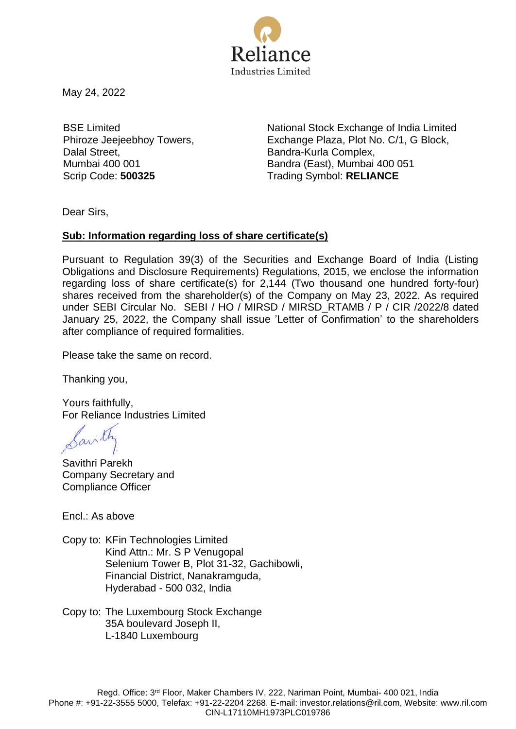Reliance
Industries Limited

May 24, 2022

BSE Limited
Phiroze Jeejeebhoy Towers,
Dalal Street,
Mumbai 400 001
Scrip Code: **500325**

National Stock Exchange of India Limited
Exchange Plaza, Plot No. C/1, G Block,
Bandra-Kurla Complex,
Bandra (East), Mumbai 400 051
Trading Symbol: **RELIANCE**

Dear Sirs,

**Sub: Information regarding loss of share certificate(s)**

Pursuant to Regulation 39(3) of the Securities and Exchange Board of India (Listing Obligations and Disclosure Requirements) Regulations, 2015, we enclose the information regarding loss of share certificate(s) for 2,144 (Two thousand one hundred forty-four) shares received from the shareholder(s) of the Company on May 23, 2022. As required under SEBI Circular No. SEBI / HO / MIRSD / MIRSD_RTAMB / P / CIR /2022/8 dated January 25, 2022, the Company shall issue 'Letter of Confirmation' to the shareholders after compliance of required formalities.

Please take the same on record.

Thanking you,

Yours faithfully,
For Reliance Industries Limited

Savithri Parekh
Company Secretary and
Compliance Officer

Encl.: As above

Copy to: KFin Technologies Limited
Kind Attn.: Mr. S P Venugopal
Selenium Tower B, Plot 31-32, Gachibowli,
Financial District, Nanakramguda,
Hyderabad - 500 032, India

Copy to: The Luxembourg Stock Exchange
35A boulevard Joseph II,
L-1840 Luxembourg

Regd. Office: 3rd Floor, Maker Chambers IV, 222, Nariman Point, Mumbai- 400 021, India
Phone #: +91-22-3555 5000, Telefax: +91-22-2204 2268. E-mail: investor.relations@ril.com, Website: www.ril.com
CIN-L17110MH1973PLC019786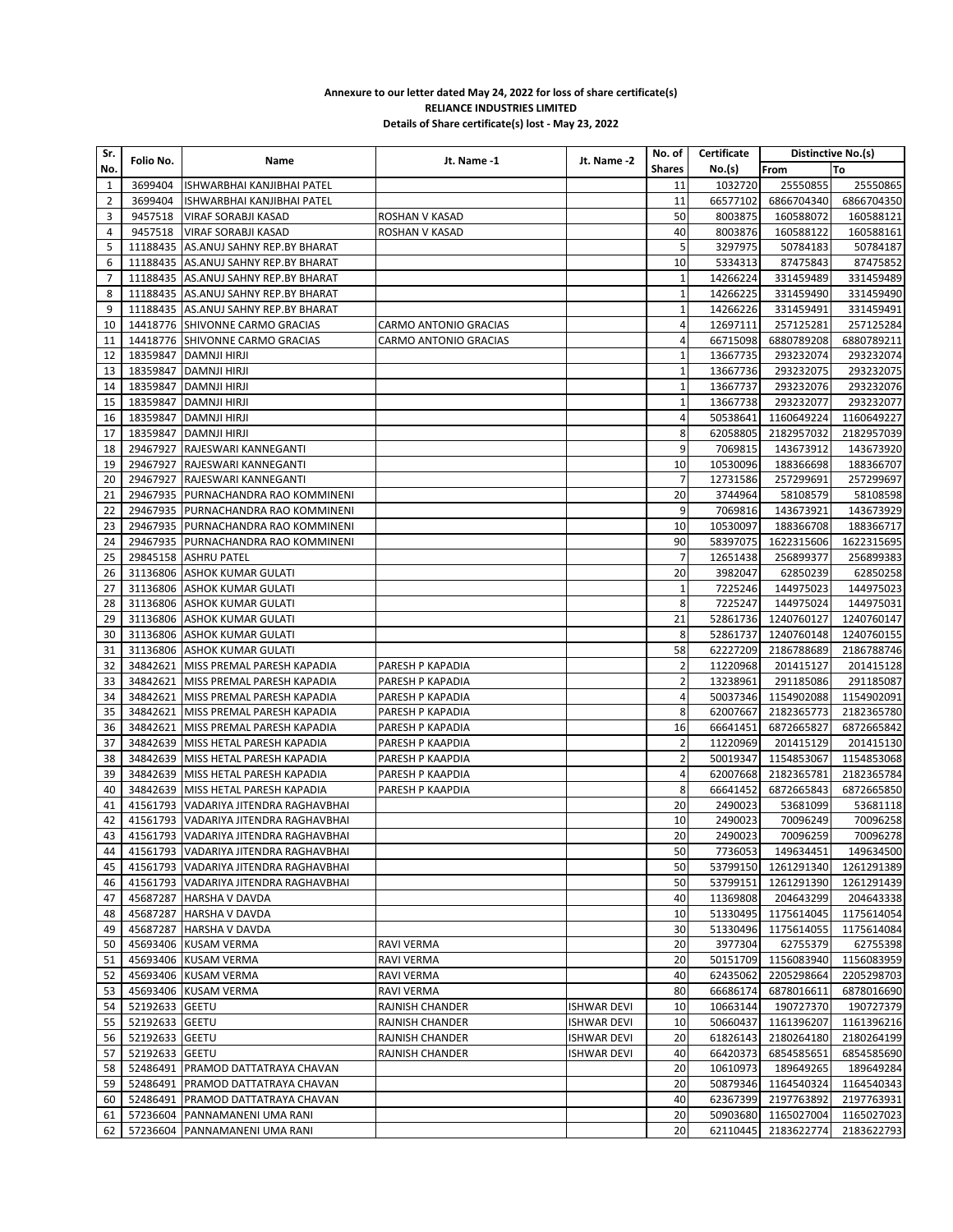**Annexure to our letter dated May 24, 2022 for loss of share certificate(s)**
**RELIANCE INDUSTRIES LIMITED**
**Details of Share certificate(s) lost - May 23, 2022**

| Sr. No. | Folio No. | Name | Jt. Name -1 | Jt. Name -2 | No. of Shares | Certificate No.(s) | Distinctive No.(s) | |
|---|---|---|---|---|---|---|---|---|
| | | | | | | | From | To |
| 1 | 3699404 | ISHWARBHAI KANJIBHAI PATEL | | | 11 | 1032720 | 25550855 | 25550865 |
| 2 | 3699404 | ISHWARBHAI KANJIBHAI PATEL | | | 11 | 66577102 | 6866704340 | 6866704350 |
| 3 | 9457518 | VIRAF SORABJI KASAD | ROSHAN V KASAD | | 50 | 8003875 | 160588072 | 160588121 |
| 4 | 9457518 | VIRAF SORABJI KASAD | ROSHAN V KASAD | | 40 | 8003876 | 160588122 | 160588161 |
| 5 | 11188435 | AS.ANUJ SAHNY REP.BY BHARAT | | | 5 | 3297975 | 50784183 | 50784187 |
| 6 | 11188435 | AS.ANUJ SAHNY REP.BY BHARAT | | | 10 | 5334313 | 87475843 | 87475852 |
| 7 | 11188435 | AS.ANUJ SAHNY REP.BY BHARAT | | | 1 | 14266224 | 331459489 | 331459489 |
| 8 | 11188435 | AS.ANUJ SAHNY REP.BY BHARAT | | | 1 | 14266225 | 331459490 | 331459490 |
| 9 | 11188435 | AS.ANUJ SAHNY REP.BY BHARAT | | | 1 | 14266226 | 331459491 | 331459491 |
| 10 | 14418776 | SHIVONNE CARMO GRACIAS | CARMO ANTONIO GRACIAS | | 4 | 12697111 | 257125281 | 257125284 |
| 11 | 14418776 | SHIVONNE CARMO GRACIAS | CARMO ANTONIO GRACIAS | | 4 | 66715098 | 6880789208 | 6880789211 |
| 12 | 18359847 | DAMNJI HIRJI | | | 1 | 13667735 | 293232074 | 293232074 |
| 13 | 18359847 | DAMNJI HIRJI | | | 1 | 13667736 | 293232075 | 293232075 |
| 14 | 18359847 | DAMNJI HIRJI | | | 1 | 13667737 | 293232076 | 293232076 |
| 15 | 18359847 | DAMNJI HIRJI | | | 1 | 13667738 | 293232077 | 293232077 |
| 16 | 18359847 | DAMNJI HIRJI | | | 4 | 50538641 | 1160649224 | 1160649227 |
| 17 | 18359847 | DAMNJI HIRJI | | | 8 | 62058805 | 2182957032 | 2182957039 |
| 18 | 29467927 | RAJESWARI KANNEGANTI | | | 9 | 7069815 | 143673912 | 143673920 |
| 19 | 29467927 | RAJESWARI KANNEGANTI | | | 10 | 10530096 | 188366698 | 188366707 |
| 20 | 29467927 | RAJESWARI KANNEGANTI | | | 7 | 12731586 | 257299691 | 257299697 |
| 21 | 29467935 | PURNACHANDRA RAO KOMMINENI | | | 20 | 3744964 | 58108579 | 58108598 |
| 22 | 29467935 | PURNACHANDRA RAO KOMMINENI | | | 9 | 7069816 | 143673921 | 143673929 |
| 23 | 29467935 | PURNACHANDRA RAO KOMMINENI | | | 10 | 10530097 | 188366708 | 188366717 |
| 24 | 29467935 | PURNACHANDRA RAO KOMMINENI | | | 90 | 58397075 | 1622315606 | 1622315695 |
| 25 | 29845158 | ASHRU PATEL | | | 7 | 12651438 | 256899377 | 256899383 |
| 26 | 31136806 | ASHOK KUMAR GULATI | | | 20 | 3982047 | 62850239 | 62850258 |
| 27 | 31136806 | ASHOK KUMAR GULATI | | | 1 | 7225246 | 144975023 | 144975023 |
| 28 | 31136806 | ASHOK KUMAR GULATI | | | 8 | 7225247 | 144975024 | 144975031 |
| 29 | 31136806 | ASHOK KUMAR GULATI | | | 21 | 52861736 | 1240760127 | 1240760147 |
| 30 | 31136806 | ASHOK KUMAR GULATI | | | 8 | 52861737 | 1240760148 | 1240760155 |
| 31 | 31136806 | ASHOK KUMAR GULATI | | | 58 | 62227209 | 2186788689 | 2186788746 |
| 32 | 34842621 | MISS PREMAL PARESH KAPADIA | PARESH P KAPADIA | | 2 | 11220968 | 201415127 | 201415128 |
| 33 | 34842621 | MISS PREMAL PARESH KAPADIA | PARESH P KAPADIA | | 2 | 13238961 | 291185086 | 291185087 |
| 34 | 34842621 | MISS PREMAL PARESH KAPADIA | PARESH P KAPADIA | | 4 | 50037346 | 1154902088 | 1154902091 |
| 35 | 34842621 | MISS PREMAL PARESH KAPADIA | PARESH P KAPADIA | | 8 | 62007667 | 2182365773 | 2182365780 |
| 36 | 34842621 | MISS PREMAL PARESH KAPADIA | PARESH P KAPADIA | | 16 | 66641451 | 6872665827 | 6872665842 |
| 37 | 34842639 | MISS HETAL PARESH KAPADIA | PARESH P KAAPDIA | | 2 | 11220969 | 201415129 | 201415130 |
| 38 | 34842639 | MISS HETAL PARESH KAPADIA | PARESH P KAAPDIA | | 2 | 50019347 | 1154853067 | 1154853068 |
| 39 | 34842639 | MISS HETAL PARESH KAPADIA | PARESH P KAAPDIA | | 4 | 62007668 | 2182365781 | 2182365784 |
| 40 | 34842639 | MISS HETAL PARESH KAPADIA | PARESH P KAAPDIA | | 8 | 66641452 | 6872665843 | 6872665850 |
| 41 | 41561793 | VADARIYA JITENDRA RAGHAVBHAI | | | 20 | 2490023 | 53681099 | 53681118 |
| 42 | 41561793 | VADARIYA JITENDRA RAGHAVBHAI | | | 10 | 2490023 | 70096249 | 70096258 |
| 43 | 41561793 | VADARIYA JITENDRA RAGHAVBHAI | | | 20 | 2490023 | 70096259 | 70096278 |
| 44 | 41561793 | VADARIYA JITENDRA RAGHAVBHAI | | | 50 | 7736053 | 149634451 | 149634500 |
| 45 | 41561793 | VADARIYA JITENDRA RAGHAVBHAI | | | 50 | 53799150 | 1261291340 | 1261291389 |
| 46 | 41561793 | VADARIYA JITENDRA RAGHAVBHAI | | | 50 | 53799151 | 1261291390 | 1261291439 |
| 47 | 45687287 | HARSHA V DAVDA | | | 40 | 11369808 | 204643299 | 204643338 |
| 48 | 45687287 | HARSHA V DAVDA | | | 10 | 51330495 | 1175614045 | 1175614054 |
| 49 | 45687287 | HARSHA V DAVDA | | | 30 | 51330496 | 1175614055 | 1175614084 |
| 50 | 45693406 | KUSAM VERMA | RAVI VERMA | | 20 | 3977304 | 62755379 | 62755398 |
| 51 | 45693406 | KUSAM VERMA | RAVI VERMA | | 20 | 50151709 | 1156083940 | 1156083959 |
| 52 | 45693406 | KUSAM VERMA | RAVI VERMA | | 40 | 62435062 | 2205298664 | 2205298703 |
| 53 | 45693406 | KUSAM VERMA | RAVI VERMA | | 80 | 66686174 | 6878016611 | 6878016690 |
| 54 | 52192633 | GEETU | RAJNISH CHANDER | ISHWAR DEVI | 10 | 10663144 | 190727370 | 190727379 |
| 55 | 52192633 | GEETU | RAJNISH CHANDER | ISHWAR DEVI | 10 | 50660437 | 1161396207 | 1161396216 |
| 56 | 52192633 | GEETU | RAJNISH CHANDER | ISHWAR DEVI | 20 | 61826143 | 2180264180 | 2180264199 |
| 57 | 52192633 | GEETU | RAJNISH CHANDER | ISHWAR DEVI | 40 | 66420373 | 6854585651 | 6854585690 |
| 58 | 52486491 | PRAMOD DATTATRAYA CHAVAN | | | 20 | 10610973 | 189649265 | 189649284 |
| 59 | 52486491 | PRAMOD DATTATRAYA CHAVAN | | | 20 | 50879346 | 1164540324 | 1164540343 |
| 60 | 52486491 | PRAMOD DATTATRAYA CHAVAN | | | 40 | 62367399 | 2197763892 | 2197763931 |
| 61 | 57236604 | PANNAMANENI UMA RANI | | | 20 | 50903680 | 1165027004 | 1165027023 |
| 62 | 57236604 | PANNAMANENI UMA RANI | | | 20 | 62110445 | 2183622774 | 2183622793 |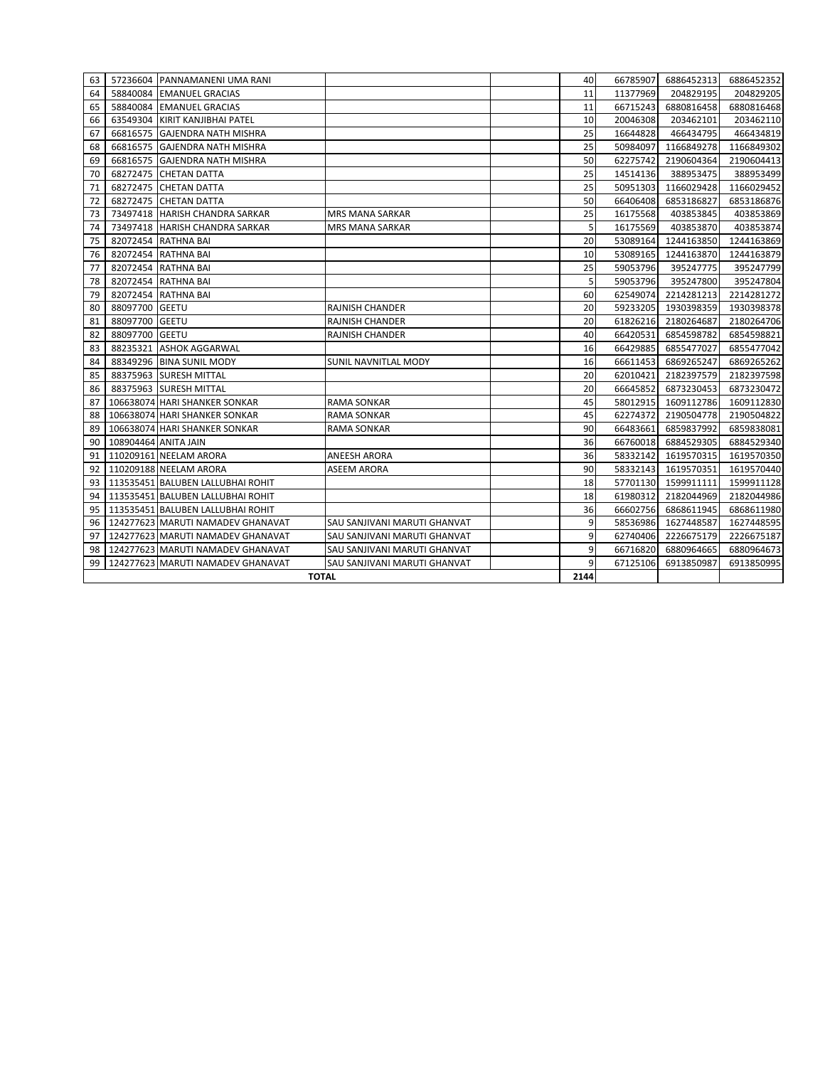| | | | | | | | | |
|---|---|---|---|---|---|---|---|---|
| 63 | 57236604 | PANNAMANENI UMA RANI | | | 40 | 66785907 | 6886452313 | 6886452352 |
| 64 | 58840084 | EMANUEL GRACIAS | | | 11 | 11377969 | 204829195 | 204829205 |
| 65 | 58840084 | EMANUEL GRACIAS | | | 11 | 66715243 | 6880816458 | 6880816468 |
| 66 | 63549304 | KIRIT KANJIBHAI PATEL | | | 10 | 20046308 | 203462101 | 203462110 |
| 67 | 66816575 | GAJENDRA NATH MISHRA | | | 25 | 16644828 | 466434795 | 466434819 |
| 68 | 66816575 | GAJENDRA NATH MISHRA | | | 25 | 50984097 | 1166849278 | 1166849302 |
| 69 | 66816575 | GAJENDRA NATH MISHRA | | | 50 | 62275742 | 2190604364 | 2190604413 |
| 70 | 68272475 | CHETAN DATTA | | | 25 | 14514136 | 388953475 | 388953499 |
| 71 | 68272475 | CHETAN DATTA | | | 25 | 50951303 | 1166029428 | 1166029452 |
| 72 | 68272475 | CHETAN DATTA | | | 50 | 66406408 | 6853186827 | 6853186876 |
| 73 | 73497418 | HARISH CHANDRA SARKAR | MRS MANA SARKAR | | 25 | 16175568 | 403853845 | 403853869 |
| 74 | 73497418 | HARISH CHANDRA SARKAR | MRS MANA SARKAR | | 5 | 16175569 | 403853870 | 403853874 |
| 75 | 82072454 | RATHNA BAI | | | 20 | 53089164 | 1244163850 | 1244163869 |
| 76 | 82072454 | RATHNA BAI | | | 10 | 53089165 | 1244163870 | 1244163879 |
| 77 | 82072454 | RATHNA BAI | | | 25 | 59053796 | 395247775 | 395247799 |
| 78 | 82072454 | RATHNA BAI | | | 5 | 59053796 | 395247800 | 395247804 |
| 79 | 82072454 | RATHNA BAI | | | 60 | 62549074 | 2214281213 | 2214281272 |
| 80 | 88097700 | GEETU | RAJNISH CHANDER | | 20 | 59233205 | 1930398359 | 1930398378 |
| 81 | 88097700 | GEETU | RAJNISH CHANDER | | 20 | 61826216 | 2180264687 | 2180264706 |
| 82 | 88097700 | GEETU | RAJNISH CHANDER | | 40 | 66420531 | 6854598782 | 6854598821 |
| 83 | 88235321 | ASHOK AGGARWAL | | | 16 | 66429885 | 6855477027 | 6855477042 |
| 84 | 88349296 | BINA SUNIL MODY | SUNIL NAVNITLAL MODY | | 16 | 66611453 | 6869265247 | 6869265262 |
| 85 | 88375963 | SURESH MITTAL | | | 20 | 62010421 | 2182397579 | 2182397598 |
| 86 | 88375963 | SURESH MITTAL | | | 20 | 66645852 | 6873230453 | 6873230472 |
| 87 | 106638074 | HARI SHANKER SONKAR | RAMA SONKAR | | 45 | 58012915 | 1609112786 | 1609112830 |
| 88 | 106638074 | HARI SHANKER SONKAR | RAMA SONKAR | | 45 | 62274372 | 2190504778 | 2190504822 |
| 89 | 106638074 | HARI SHANKER SONKAR | RAMA SONKAR | | 90 | 66483661 | 6859837992 | 6859838081 |
| 90 | 108904464 | ANITA JAIN | | | 36 | 66760018 | 6884529305 | 6884529340 |
| 91 | 110209161 | NEELAM ARORA | ANEESH ARORA | | 36 | 58332142 | 1619570315 | 1619570350 |
| 92 | 110209188 | NEELAM ARORA | ASEEM ARORA | | 90 | 58332143 | 1619570351 | 1619570440 |
| 93 | 113535451 | BALUBEN LALLUBHAI ROHIT | | | 18 | 57701130 | 1599911111 | 1599911128 |
| 94 | 113535451 | BALUBEN LALLUBHAI ROHIT | | | 18 | 61980312 | 2182044969 | 2182044986 |
| 95 | 113535451 | BALUBEN LALLUBHAI ROHIT | | | 36 | 66602756 | 6868611945 | 6868611980 |
| 96 | 124277623 | MARUTI NAMADEV GHANAVAT | SAU SANJIVANI MARUTI GHANVAT | | 9 | 58536986 | 1627448587 | 1627448595 |
| 97 | 124277623 | MARUTI NAMADEV GHANAVAT | SAU SANJIVANI MARUTI GHANVAT | | 9 | 62740406 | 2226675179 | 2226675187 |
| 98 | 124277623 | MARUTI NAMADEV GHANAVAT | SAU SANJIVANI MARUTI GHANVAT | | 9 | 66716820 | 6880964665 | 6880964673 |
| 99 | 124277623 | MARUTI NAMADEV GHANAVAT | SAU SANJIVANI MARUTI GHANVAT | | 9 | 67125106 | 6913850987 | 6913850995 |
| **TOTAL** | | | | | **2144** | | | |